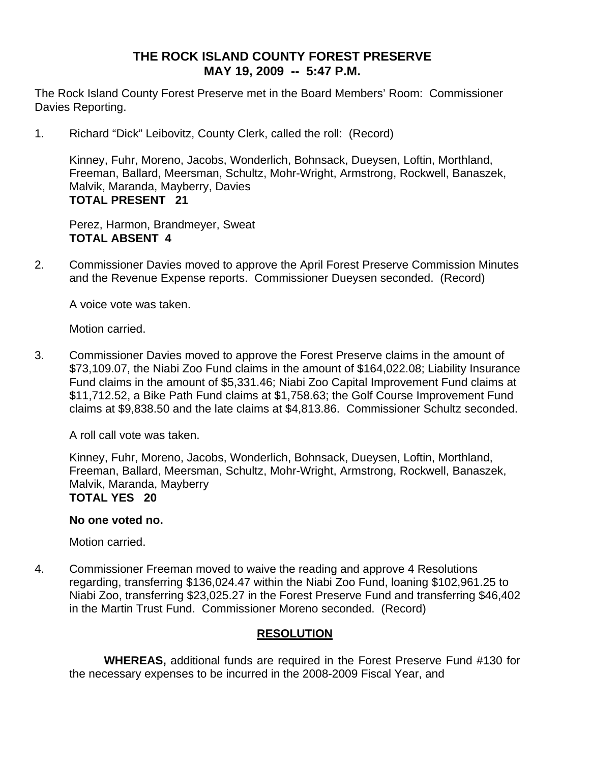# THE ROCK ISLAND COUNTY FOREST PRESERVE
## MAY 19, 2009 -- 5:47 P.M.

The Rock Island County Forest Preserve met in the Board Members' Room: Commissioner Davies Reporting.

1. Richard "Dick" Leibovitz, County Clerk, called the roll: (Record)

   Kinney, Fuhr, Moreno, Jacobs, Wonderlich, Bohnsack, Dueysen, Loftin, Morthland, Freeman, Ballard, Meersman, Schultz, Mohr-Wright, Armstrong, Rockwell, Banaszek, Malvik, Maranda, Mayberry, Davies
   **TOTAL PRESENT 21**

   Perez, Harmon, Brandmeyer, Sweat
   **TOTAL ABSENT 4**

2. Commissioner Davies moved to approve the April Forest Preserve Commission Minutes and the Revenue Expense reports. Commissioner Dueysen seconded. (Record)

   A voice vote was taken.

   Motion carried.

3. Commissioner Davies moved to approve the Forest Preserve claims in the amount of $73,109.07, the Niabi Zoo Fund claims in the amount of $164,022.08; Liability Insurance Fund claims in the amount of $5,331.46; Niabi Zoo Capital Improvement Fund claims at $11,712.52, a Bike Path Fund claims at $1,758.63; the Golf Course Improvement Fund claims at $9,838.50 and the late claims at $4,813.86. Commissioner Schultz seconded.

   A roll call vote was taken.

   Kinney, Fuhr, Moreno, Jacobs, Wonderlich, Bohnsack, Dueysen, Loftin, Morthland, Freeman, Ballard, Meersman, Schultz, Mohr-Wright, Armstrong, Rockwell, Banaszek, Malvik, Maranda, Mayberry
   **TOTAL YES 20**

   **No one voted no.**

   Motion carried.

4. Commissioner Freeman moved to waive the reading and approve 4 Resolutions regarding, transferring $136,024.47 within the Niabi Zoo Fund, loaning $102,961.25 to Niabi Zoo, transferring $23,025.27 in the Forest Preserve Fund and transferring $46,402 in the Martin Trust Fund. Commissioner Moreno seconded. (Record)

### RESOLUTION

**WHEREAS,** additional funds are required in the Forest Preserve Fund #130 for the necessary expenses to be incurred in the 2008-2009 Fiscal Year, and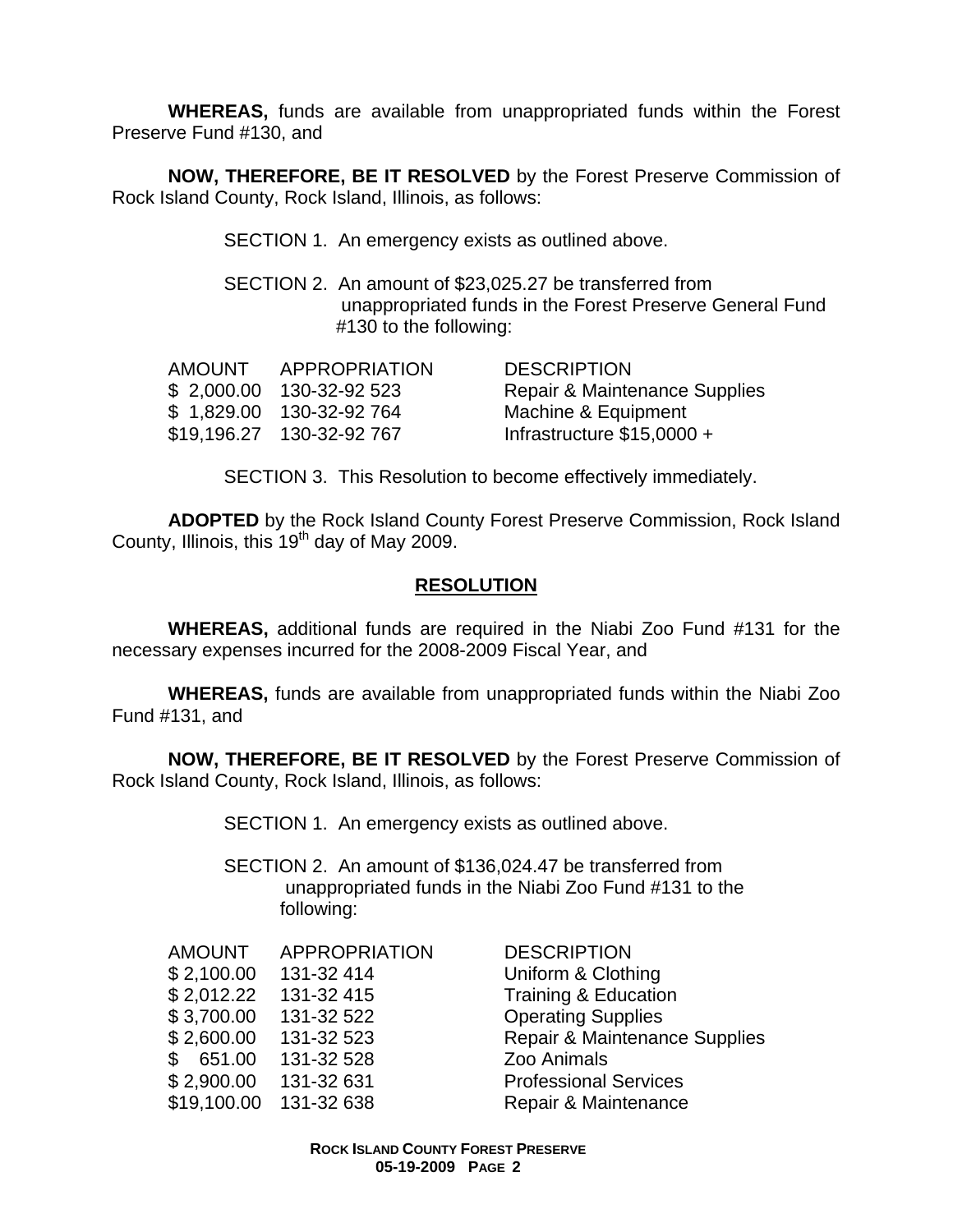**WHEREAS,** funds are available from unappropriated funds within the Forest Preserve Fund #130, and

**NOW, THEREFORE, BE IT RESOLVED** by the Forest Preserve Commission of Rock Island County, Rock Island, Illinois, as follows:

SECTION 1. An emergency exists as outlined above.

SECTION 2. An amount of $23,025.27 be transferred from unappropriated funds in the Forest Preserve General Fund #130 to the following:

| AMOUNT | APPROPRIATION | DESCRIPTION |
|---|---|---|
| $ 2,000.00 | 130-32-92 523 | Repair & Maintenance Supplies |
| $ 1,829.00 | 130-32-92 764 | Machine & Equipment |
| $19,196.27 | 130-32-92 767 | Infrastructure $15,0000 + |

SECTION 3. This Resolution to become effectively immediately.

**ADOPTED** by the Rock Island County Forest Preserve Commission, Rock Island County, Illinois, this 19th day of May 2009.

## RESOLUTION

**WHEREAS,** additional funds are required in the Niabi Zoo Fund #131 for the necessary expenses incurred for the 2008-2009 Fiscal Year, and

**WHEREAS,** funds are available from unappropriated funds within the Niabi Zoo Fund #131, and

**NOW, THEREFORE, BE IT RESOLVED** by the Forest Preserve Commission of Rock Island County, Rock Island, Illinois, as follows:

SECTION 1. An emergency exists as outlined above.

SECTION 2. An amount of $136,024.47 be transferred from unappropriated funds in the Niabi Zoo Fund #131 to the following:

| AMOUNT | APPROPRIATION | DESCRIPTION |
|---|---|---|
| $ 2,100.00 | 131-32 414 | Uniform & Clothing |
| $ 2,012.22 | 131-32 415 | Training & Education |
| $ 3,700.00 | 131-32 522 | Operating Supplies |
| $ 2,600.00 | 131-32 523 | Repair & Maintenance Supplies |
| $ 651.00 | 131-32 528 | Zoo Animals |
| $ 2,900.00 | 131-32 631 | Professional Services |
| $19,100.00 | 131-32 638 | Repair & Maintenance |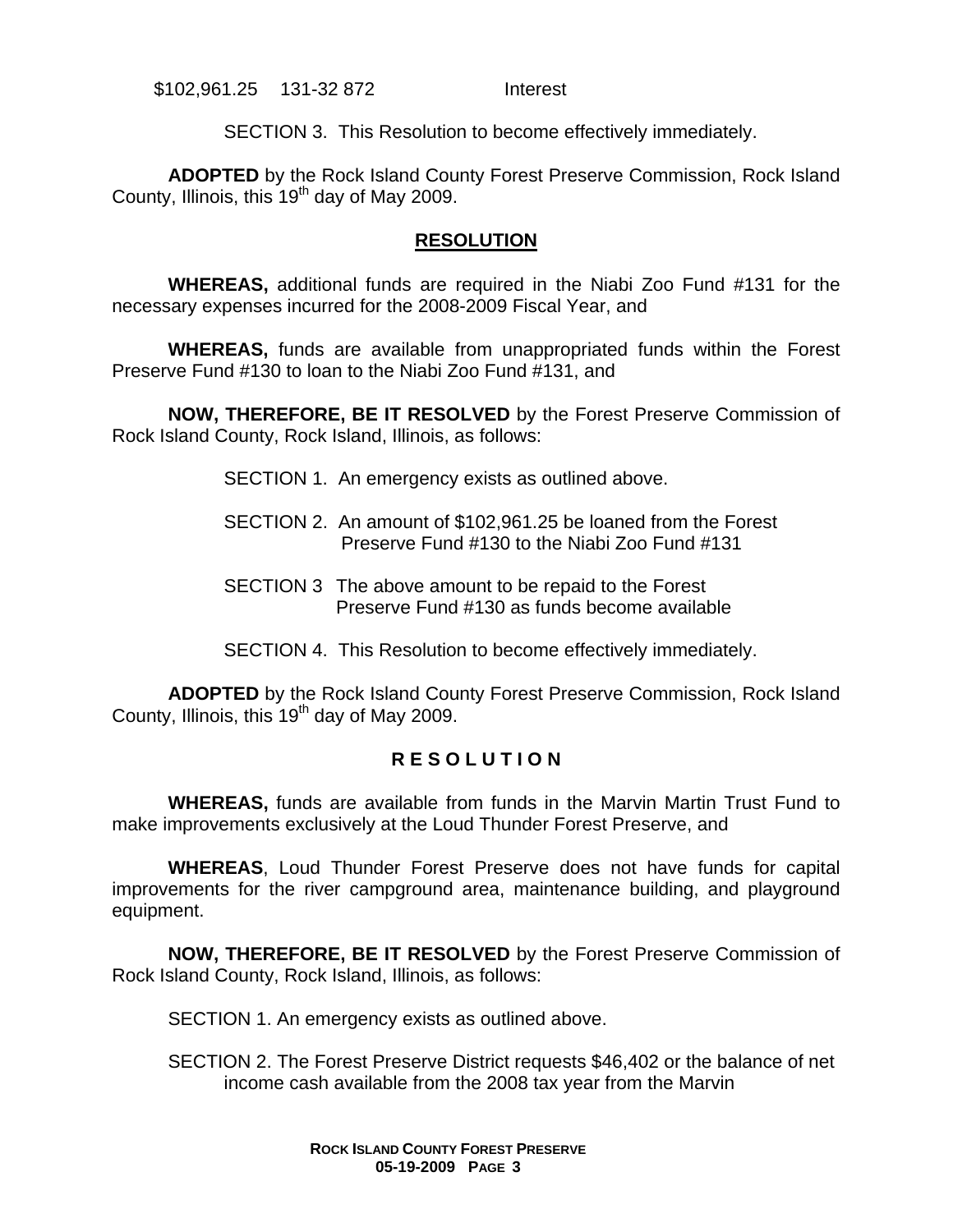$102,961.25    131-32 872    Interest

SECTION 3. This Resolution to become effectively immediately.

**ADOPTED** by the Rock Island County Forest Preserve Commission, Rock Island County, Illinois, this 19th day of May 2009.

## RESOLUTION

**WHEREAS,** additional funds are required in the Niabi Zoo Fund #131 for the necessary expenses incurred for the 2008-2009 Fiscal Year, and

**WHEREAS,** funds are available from unappropriated funds within the Forest Preserve Fund #130 to loan to the Niabi Zoo Fund #131, and

**NOW, THEREFORE, BE IT RESOLVED** by the Forest Preserve Commission of Rock Island County, Rock Island, Illinois, as follows:

SECTION 1. An emergency exists as outlined above.

SECTION 2. An amount of $102,961.25 be loaned from the Forest Preserve Fund #130 to the Niabi Zoo Fund #131

SECTION 3 The above amount to be repaid to the Forest Preserve Fund #130 as funds become available

SECTION 4. This Resolution to become effectively immediately.

**ADOPTED** by the Rock Island County Forest Preserve Commission, Rock Island County, Illinois, this 19th day of May 2009.

## R E S O L U T I O N

**WHEREAS,** funds are available from funds in the Marvin Martin Trust Fund to make improvements exclusively at the Loud Thunder Forest Preserve, and

**WHEREAS**, Loud Thunder Forest Preserve does not have funds for capital improvements for the river campground area, maintenance building, and playground equipment.

**NOW, THEREFORE, BE IT RESOLVED** by the Forest Preserve Commission of Rock Island County, Rock Island, Illinois, as follows:

SECTION 1. An emergency exists as outlined above.

SECTION 2. The Forest Preserve District requests $46,402 or the balance of net income cash available from the 2008 tax year from the Marvin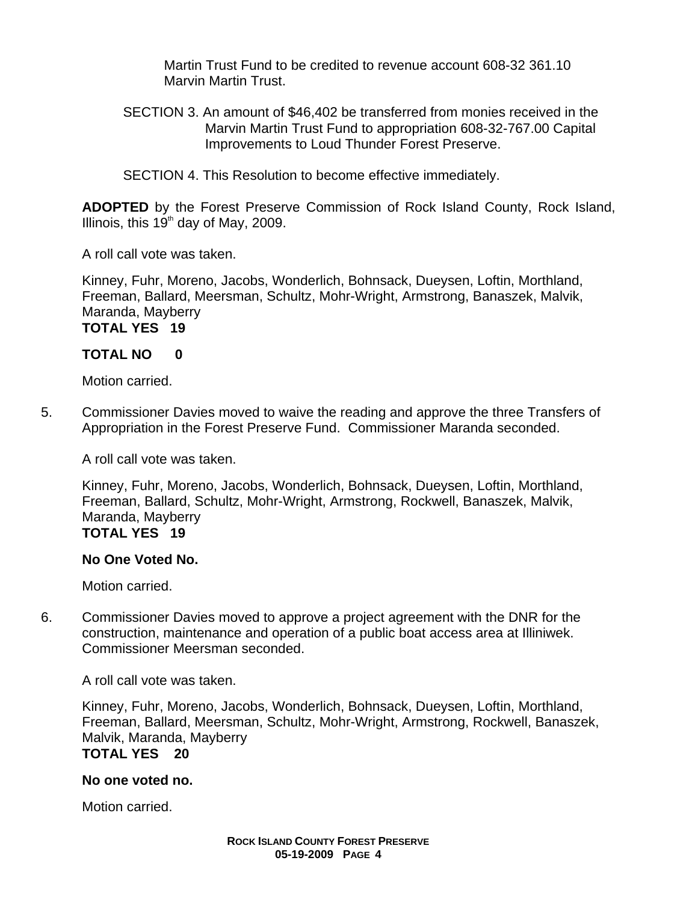Martin Trust Fund to be credited to revenue account 608-32 361.10 Marvin Martin Trust.

SECTION 3. An amount of $46,402 be transferred from monies received in the Marvin Martin Trust Fund to appropriation 608-32-767.00 Capital Improvements to Loud Thunder Forest Preserve.

SECTION 4. This Resolution to become effective immediately.

**ADOPTED** by the Forest Preserve Commission of Rock Island County, Rock Island, Illinois, this 19th day of May, 2009.

A roll call vote was taken.

Kinney, Fuhr, Moreno, Jacobs, Wonderlich, Bohnsack, Dueysen, Loftin, Morthland, Freeman, Ballard, Meersman, Schultz, Mohr-Wright, Armstrong, Banaszek, Malvik, Maranda, Mayberry
**TOTAL YES 19**

**TOTAL NO 0**

Motion carried.

5. Commissioner Davies moved to waive the reading and approve the three Transfers of Appropriation in the Forest Preserve Fund. Commissioner Maranda seconded.

   A roll call vote was taken.

   Kinney, Fuhr, Moreno, Jacobs, Wonderlich, Bohnsack, Dueysen, Loftin, Morthland, Freeman, Ballard, Schultz, Mohr-Wright, Armstrong, Rockwell, Banaszek, Malvik, Maranda, Mayberry
   **TOTAL YES 19**

   **No One Voted No.**

   Motion carried.

6. Commissioner Davies moved to approve a project agreement with the DNR for the construction, maintenance and operation of a public boat access area at Illiniwek. Commissioner Meersman seconded.

   A roll call vote was taken.

   Kinney, Fuhr, Moreno, Jacobs, Wonderlich, Bohnsack, Dueysen, Loftin, Morthland, Freeman, Ballard, Meersman, Schultz, Mohr-Wright, Armstrong, Rockwell, Banaszek, Malvik, Maranda, Mayberry
   **TOTAL YES 20**

   **No one voted no.**

   Motion carried.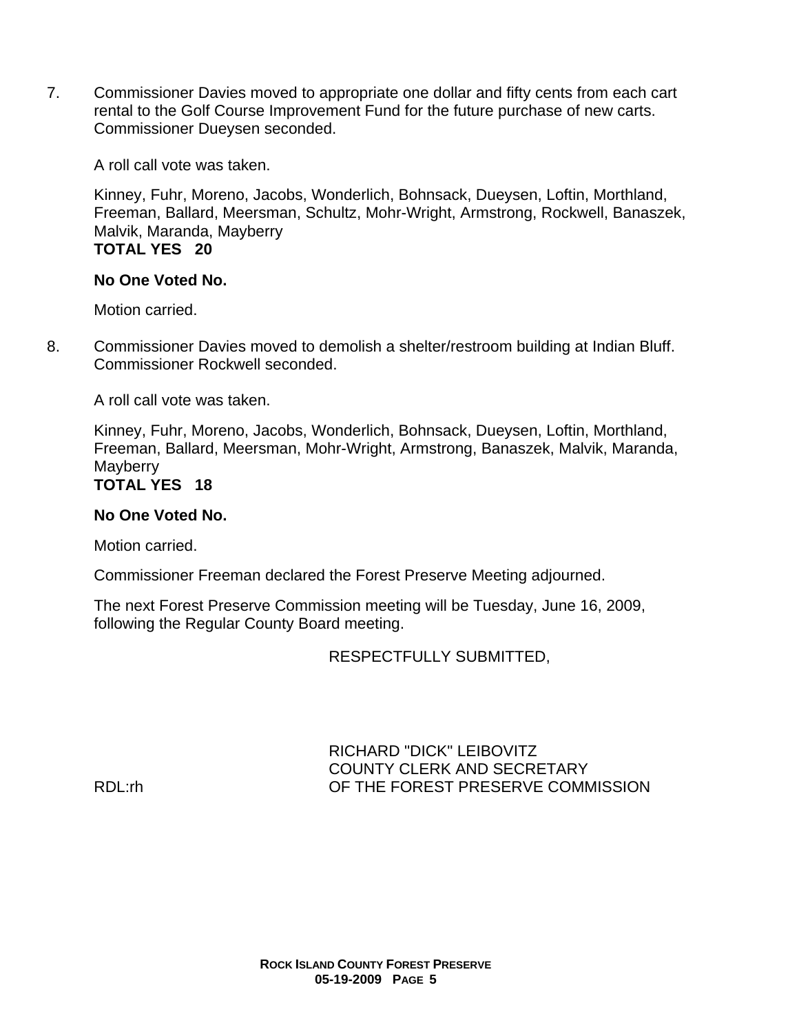7. Commissioner Davies moved to appropriate one dollar and fifty cents from each cart rental to the Golf Course Improvement Fund for the future purchase of new carts. Commissioner Dueysen seconded.

   A roll call vote was taken.

   Kinney, Fuhr, Moreno, Jacobs, Wonderlich, Bohnsack, Dueysen, Loftin, Morthland, Freeman, Ballard, Meersman, Schultz, Mohr-Wright, Armstrong, Rockwell, Banaszek, Malvik, Maranda, Mayberry
   **TOTAL YES 20**

   **No One Voted No.**

   Motion carried.

8. Commissioner Davies moved to demolish a shelter/restroom building at Indian Bluff. Commissioner Rockwell seconded.

   A roll call vote was taken.

   Kinney, Fuhr, Moreno, Jacobs, Wonderlich, Bohnsack, Dueysen, Loftin, Morthland, Freeman, Ballard, Meersman, Mohr-Wright, Armstrong, Banaszek, Malvik, Maranda, Mayberry
   **TOTAL YES 18**

   **No One Voted No.**

   Motion carried.

   Commissioner Freeman declared the Forest Preserve Meeting adjourned.

   The next Forest Preserve Commission meeting will be Tuesday, June 16, 2009, following the Regular County Board meeting.

RESPECTFULLY SUBMITTED,

RICHARD "DICK" LEIBOVITZ
COUNTY CLERK AND SECRETARY
OF THE FOREST PRESERVE COMMISSION

RDL:rh